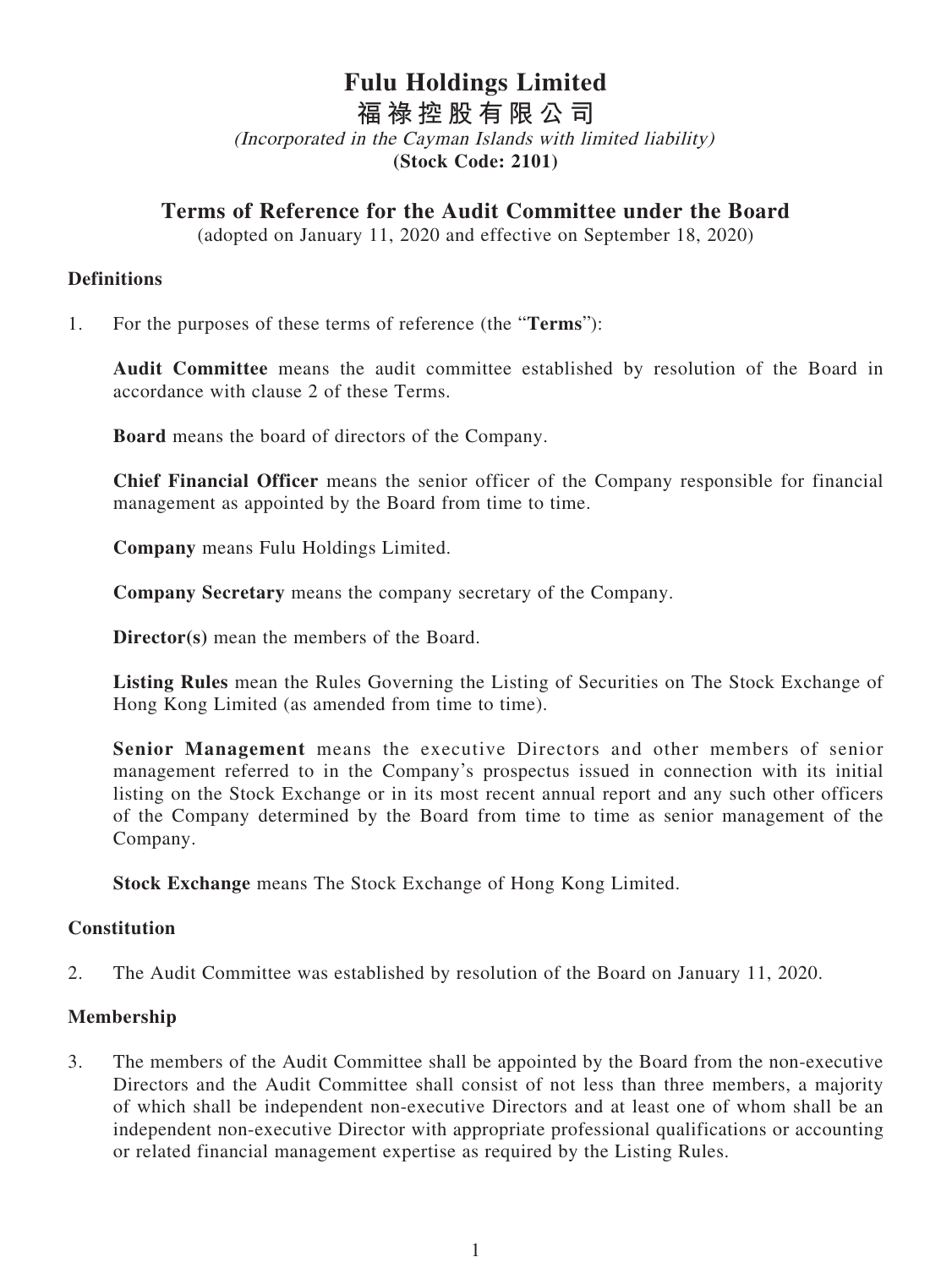# Fulu Holdings Limited

# 福禄控股有限公司

*(Incorporated in the Cayman Islands with limited liability)*

**(Stock Code: 2101)**

## Terms of Reference for the Audit Committee under the Board

(adopted on January 11, 2020 and effective on September 18, 2020)

### Definitions

1. For the purposes of these terms of reference (the "**Terms**"):

   **Audit Committee** means the audit committee established by resolution of the Board in accordance with clause 2 of these Terms.

   **Board** means the board of directors of the Company.

   **Chief Financial Officer** means the senior officer of the Company responsible for financial management as appointed by the Board from time to time.

   **Company** means Fulu Holdings Limited.

   **Company Secretary** means the company secretary of the Company.

   **Director(s)** mean the members of the Board.

   **Listing Rules** mean the Rules Governing the Listing of Securities on The Stock Exchange of Hong Kong Limited (as amended from time to time).

   **Senior Management** means the executive Directors and other members of senior management referred to in the Company's prospectus issued in connection with its initial listing on the Stock Exchange or in its most recent annual report and any such other officers of the Company determined by the Board from time to time as senior management of the Company.

   **Stock Exchange** means The Stock Exchange of Hong Kong Limited.

### Constitution

2. The Audit Committee was established by resolution of the Board on January 11, 2020.

### Membership

3. The members of the Audit Committee shall be appointed by the Board from the non-executive Directors and the Audit Committee shall consist of not less than three members, a majority of which shall be independent non-executive Directors and at least one of whom shall be an independent non-executive Director with appropriate professional qualifications or accounting or related financial management expertise as required by the Listing Rules.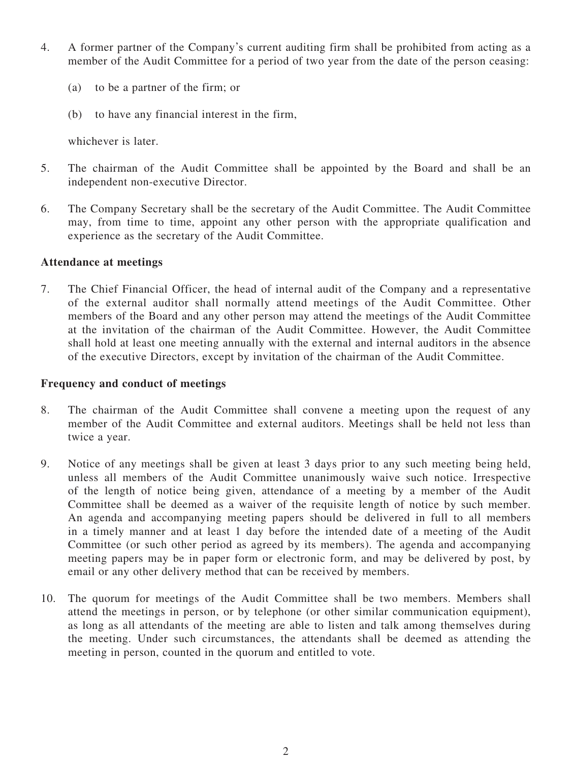4. A former partner of the Company's current auditing firm shall be prohibited from acting as a member of the Audit Committee for a period of two year from the date of the person ceasing:

   (a) to be a partner of the firm; or

   (b) to have any financial interest in the firm,

   whichever is later.

5. The chairman of the Audit Committee shall be appointed by the Board and shall be an independent non-executive Director.

6. The Company Secretary shall be the secretary of the Audit Committee. The Audit Committee may, from time to time, appoint any other person with the appropriate qualification and experience as the secretary of the Audit Committee.

**Attendance at meetings**

7. The Chief Financial Officer, the head of internal audit of the Company and a representative of the external auditor shall normally attend meetings of the Audit Committee. Other members of the Board and any other person may attend the meetings of the Audit Committee at the invitation of the chairman of the Audit Committee. However, the Audit Committee shall hold at least one meeting annually with the external and internal auditors in the absence of the executive Directors, except by invitation of the chairman of the Audit Committee.

**Frequency and conduct of meetings**

8. The chairman of the Audit Committee shall convene a meeting upon the request of any member of the Audit Committee and external auditors. Meetings shall be held not less than twice a year.

9. Notice of any meetings shall be given at least 3 days prior to any such meeting being held, unless all members of the Audit Committee unanimously waive such notice. Irrespective of the length of notice being given, attendance of a meeting by a member of the Audit Committee shall be deemed as a waiver of the requisite length of notice by such member. An agenda and accompanying meeting papers should be delivered in full to all members in a timely manner and at least 1 day before the intended date of a meeting of the Audit Committee (or such other period as agreed by its members). The agenda and accompanying meeting papers may be in paper form or electronic form, and may be delivered by post, by email or any other delivery method that can be received by members.

10. The quorum for meetings of the Audit Committee shall be two members. Members shall attend the meetings in person, or by telephone (or other similar communication equipment), as long as all attendants of the meeting are able to listen and talk among themselves during the meeting. Under such circumstances, the attendants shall be deemed as attending the meeting in person, counted in the quorum and entitled to vote.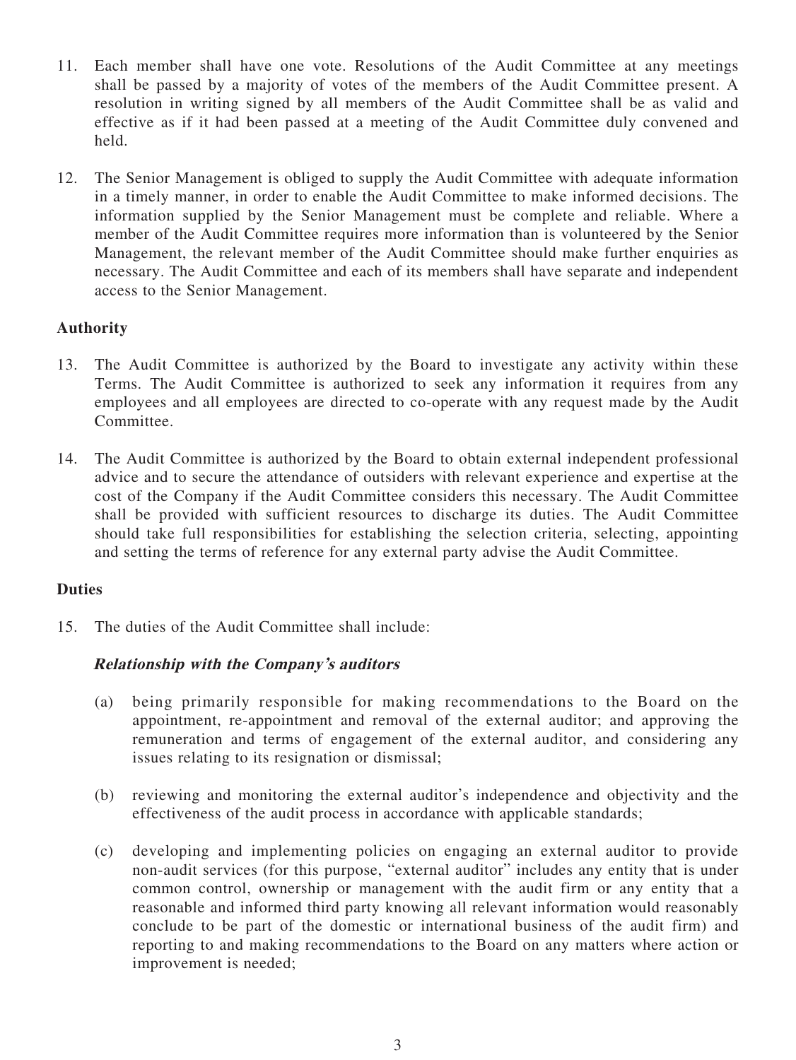11. Each member shall have one vote. Resolutions of the Audit Committee at any meetings shall be passed by a majority of votes of the members of the Audit Committee present. A resolution in writing signed by all members of the Audit Committee shall be as valid and effective as if it had been passed at a meeting of the Audit Committee duly convened and held.

12. The Senior Management is obliged to supply the Audit Committee with adequate information in a timely manner, in order to enable the Audit Committee to make informed decisions. The information supplied by the Senior Management must be complete and reliable. Where a member of the Audit Committee requires more information than is volunteered by the Senior Management, the relevant member of the Audit Committee should make further enquiries as necessary. The Audit Committee and each of its members shall have separate and independent access to the Senior Management.

**Authority**

13. The Audit Committee is authorized by the Board to investigate any activity within these Terms. The Audit Committee is authorized to seek any information it requires from any employees and all employees are directed to co-operate with any request made by the Audit Committee.

14. The Audit Committee is authorized by the Board to obtain external independent professional advice and to secure the attendance of outsiders with relevant experience and expertise at the cost of the Company if the Audit Committee considers this necessary. The Audit Committee shall be provided with sufficient resources to discharge its duties. The Audit Committee should take full responsibilities for establishing the selection criteria, selecting, appointing and setting the terms of reference for any external party advise the Audit Committee.

**Duties**

15. The duties of the Audit Committee shall include:

    ***Relationship with the Company's auditors***

    (a) being primarily responsible for making recommendations to the Board on the appointment, re-appointment and removal of the external auditor; and approving the remuneration and terms of engagement of the external auditor, and considering any issues relating to its resignation or dismissal;

    (b) reviewing and monitoring the external auditor's independence and objectivity and the effectiveness of the audit process in accordance with applicable standards;

    (c) developing and implementing policies on engaging an external auditor to provide non-audit services (for this purpose, "external auditor" includes any entity that is under common control, ownership or management with the audit firm or any entity that a reasonable and informed third party knowing all relevant information would reasonably conclude to be part of the domestic or international business of the audit firm) and reporting to and making recommendations to the Board on any matters where action or improvement is needed;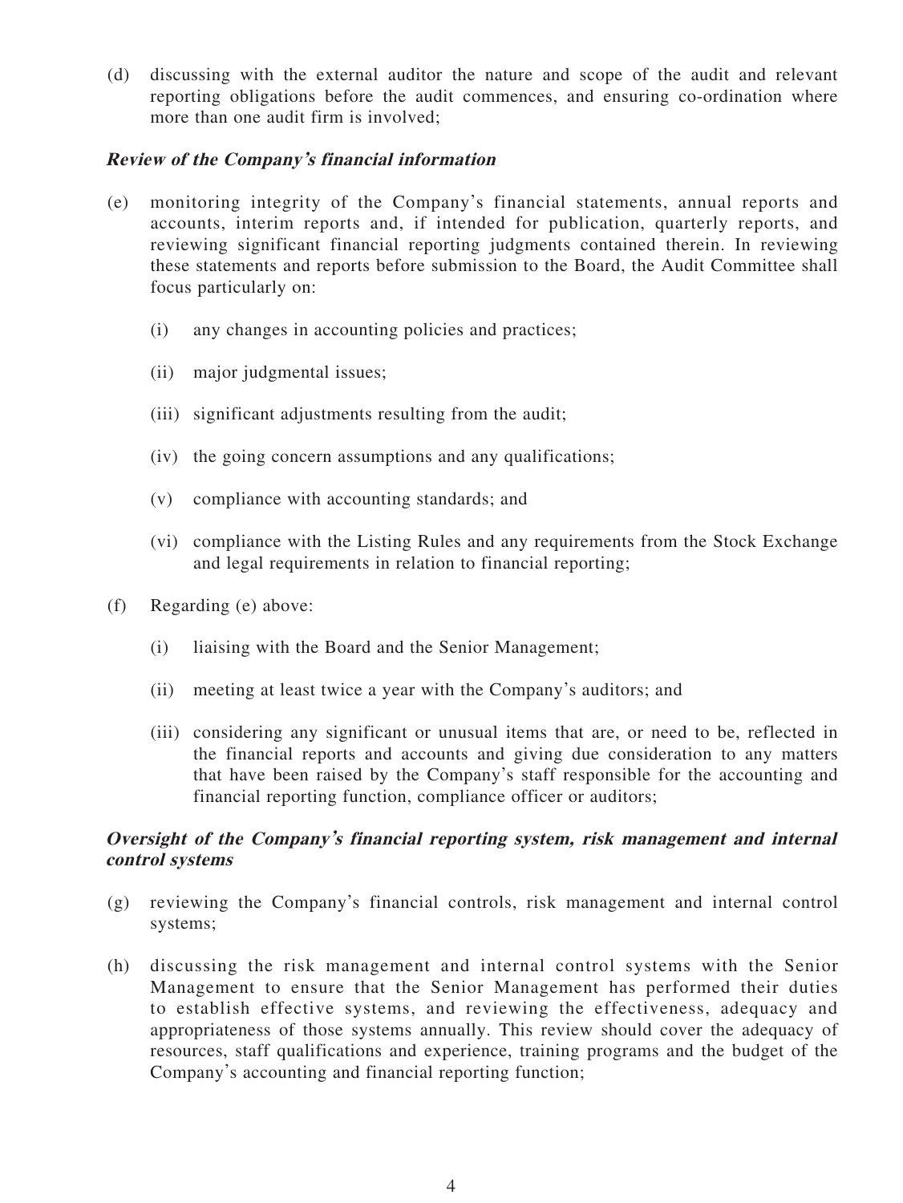(d) discussing with the external auditor the nature and scope of the audit and relevant reporting obligations before the audit commences, and ensuring co-ordination where more than one audit firm is involved;

***Review of the Company's financial information***

(e) monitoring integrity of the Company's financial statements, annual reports and accounts, interim reports and, if intended for publication, quarterly reports, and reviewing significant financial reporting judgments contained therein. In reviewing these statements and reports before submission to the Board, the Audit Committee shall focus particularly on:

    (i) any changes in accounting policies and practices;

    (ii) major judgmental issues;

    (iii) significant adjustments resulting from the audit;

    (iv) the going concern assumptions and any qualifications;

    (v) compliance with accounting standards; and

    (vi) compliance with the Listing Rules and any requirements from the Stock Exchange and legal requirements in relation to financial reporting;

(f) Regarding (e) above:

    (i) liaising with the Board and the Senior Management;

    (ii) meeting at least twice a year with the Company's auditors; and

    (iii) considering any significant or unusual items that are, or need to be, reflected in the financial reports and accounts and giving due consideration to any matters that have been raised by the Company's staff responsible for the accounting and financial reporting function, compliance officer or auditors;

***Oversight of the Company's financial reporting system, risk management and internal control systems***

(g) reviewing the Company's financial controls, risk management and internal control systems;

(h) discussing the risk management and internal control systems with the Senior Management to ensure that the Senior Management has performed their duties to establish effective systems, and reviewing the effectiveness, adequacy and appropriateness of those systems annually. This review should cover the adequacy of resources, staff qualifications and experience, training programs and the budget of the Company's accounting and financial reporting function;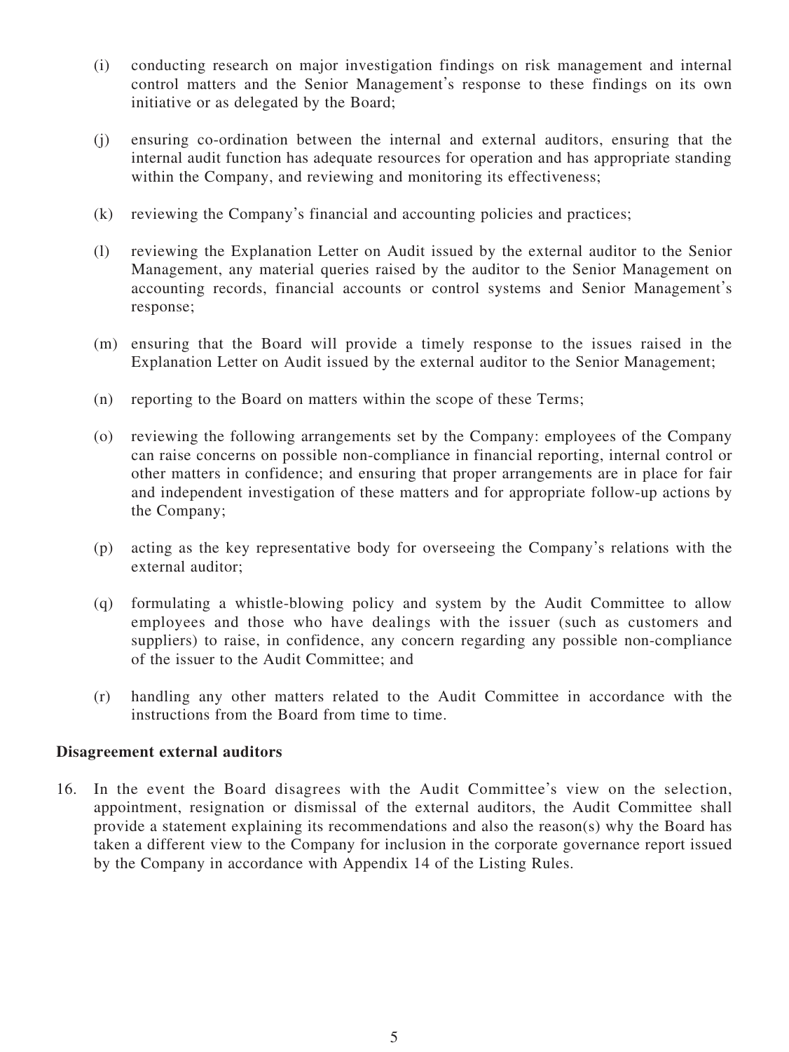(i) conducting research on major investigation findings on risk management and internal control matters and the Senior Management's response to these findings on its own initiative or as delegated by the Board;

(j) ensuring co-ordination between the internal and external auditors, ensuring that the internal audit function has adequate resources for operation and has appropriate standing within the Company, and reviewing and monitoring its effectiveness;

(k) reviewing the Company's financial and accounting policies and practices;

(l) reviewing the Explanation Letter on Audit issued by the external auditor to the Senior Management, any material queries raised by the auditor to the Senior Management on accounting records, financial accounts or control systems and Senior Management's response;

(m) ensuring that the Board will provide a timely response to the issues raised in the Explanation Letter on Audit issued by the external auditor to the Senior Management;

(n) reporting to the Board on matters within the scope of these Terms;

(o) reviewing the following arrangements set by the Company: employees of the Company can raise concerns on possible non-compliance in financial reporting, internal control or other matters in confidence; and ensuring that proper arrangements are in place for fair and independent investigation of these matters and for appropriate follow-up actions by the Company;

(p) acting as the key representative body for overseeing the Company's relations with the external auditor;

(q) formulating a whistle-blowing policy and system by the Audit Committee to allow employees and those who have dealings with the issuer (such as customers and suppliers) to raise, in confidence, any concern regarding any possible non-compliance of the issuer to the Audit Committee; and

(r) handling any other matters related to the Audit Committee in accordance with the instructions from the Board from time to time.

**Disagreement external auditors**

16. In the event the Board disagrees with the Audit Committee's view on the selection, appointment, resignation or dismissal of the external auditors, the Audit Committee shall provide a statement explaining its recommendations and also the reason(s) why the Board has taken a different view to the Company for inclusion in the corporate governance report issued by the Company in accordance with Appendix 14 of the Listing Rules.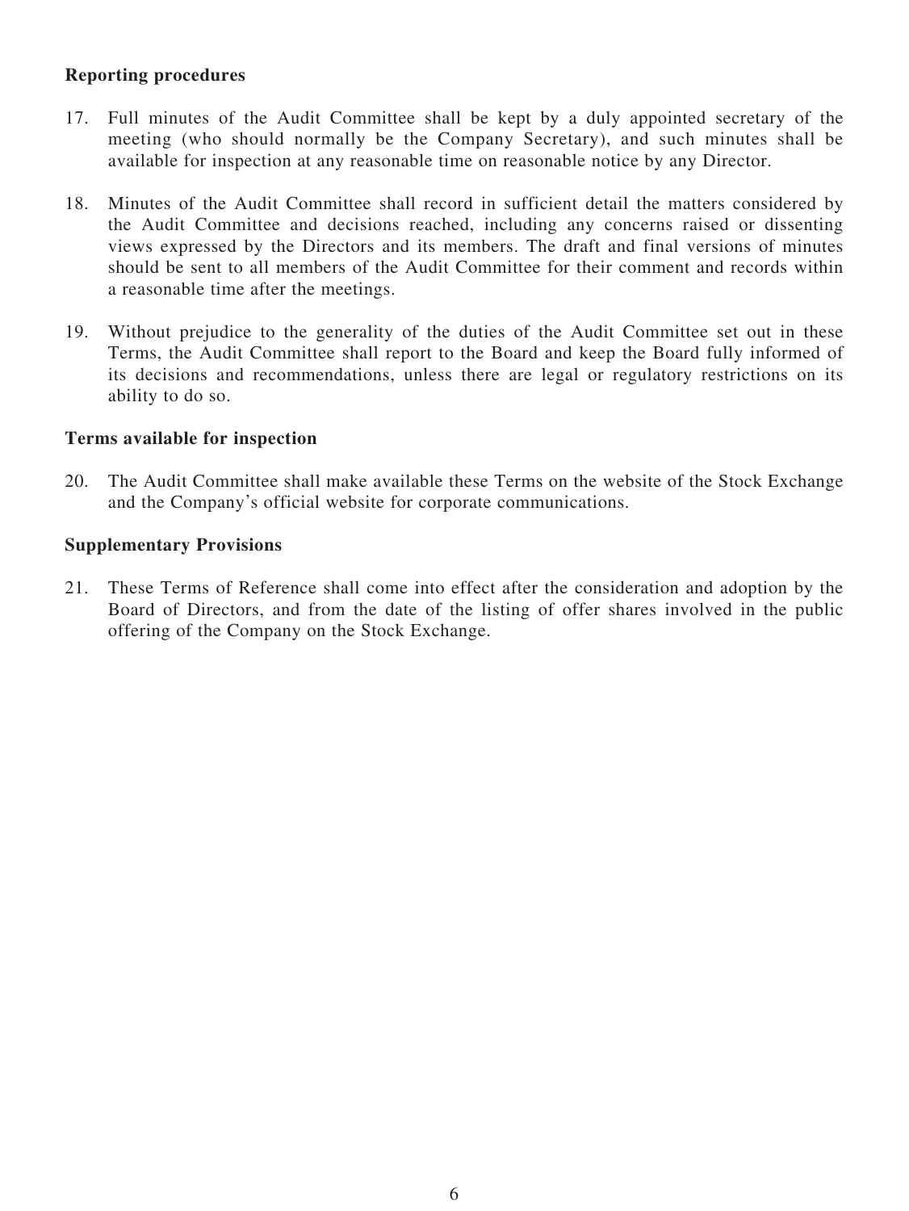**Reporting procedures**

17. Full minutes of the Audit Committee shall be kept by a duly appointed secretary of the meeting (who should normally be the Company Secretary), and such minutes shall be available for inspection at any reasonable time on reasonable notice by any Director.

18. Minutes of the Audit Committee shall record in sufficient detail the matters considered by the Audit Committee and decisions reached, including any concerns raised or dissenting views expressed by the Directors and its members. The draft and final versions of minutes should be sent to all members of the Audit Committee for their comment and records within a reasonable time after the meetings.

19. Without prejudice to the generality of the duties of the Audit Committee set out in these Terms, the Audit Committee shall report to the Board and keep the Board fully informed of its decisions and recommendations, unless there are legal or regulatory restrictions on its ability to do so.

**Terms available for inspection**

20. The Audit Committee shall make available these Terms on the website of the Stock Exchange and the Company's official website for corporate communications.

**Supplementary Provisions**

21. These Terms of Reference shall come into effect after the consideration and adoption by the Board of Directors, and from the date of the listing of offer shares involved in the public offering of the Company on the Stock Exchange.